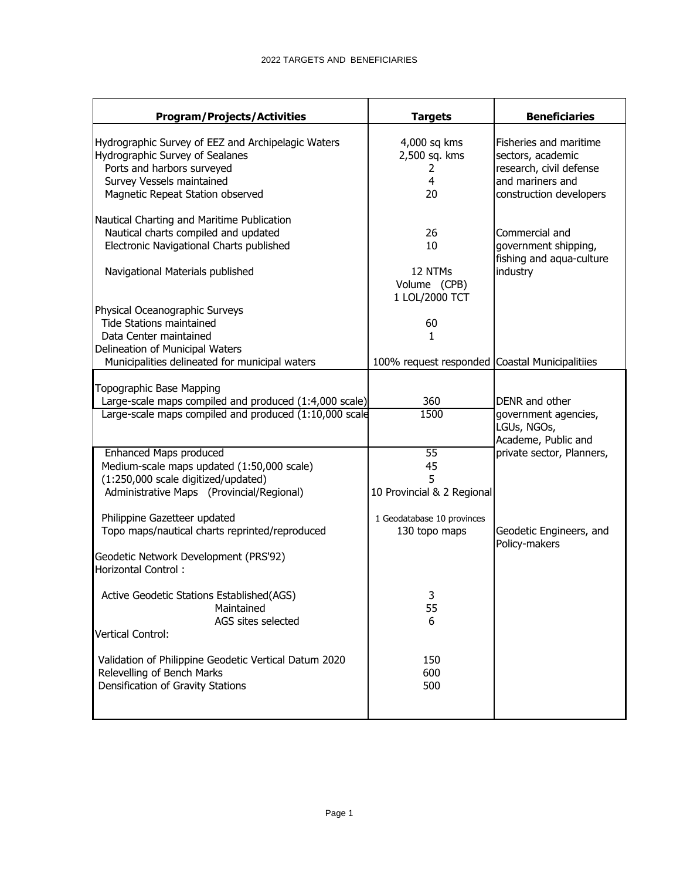# 2022 TARGETS AND BENEFICIARIES

| Program/Projects/Activities | Targets | Beneficiaries |
|---|---|---|
| Hydrographic Survey of EEZ and Archipelagic Waters | 4,000 sq kms | Fisheries and maritime sectors, academic research, civil defense and mariners and construction developers |
| Hydrographic Survey of Sealanes | 2,500 sq. kms | |
| Ports and harbors surveyed | 2 | |
| Survey Vessels maintained | 4 | |
| Magnetic Repeat Station observed | 20 | |
| Nautical Charting and Maritime Publication | | |
| Nautical charts compiled and updated | 26 | Commercial and government shipping, fishing and aqua-culture industry |
| Electronic Navigational Charts published | 10 | |
| Navigational Materials published | 12 NTMs<br>Volume (CPB)<br>1 LOL/2000 TCT | |
| Physical Oceanographic Surveys | | |
| Tide Stations maintained | 60 | |
| Data Center maintained | 1 | |
| Delineation of Municipal Waters | | |
| Municipalities delineated for municipal waters | 100% request responded | Coastal Municipalitiies |
| Topographic Base Mapping | | |
| Large-scale maps compiled and produced (1:4,000 scale) | 360 | DENR and other government agencies, LGUs, NGOs, Academe, Public and private sector, Planners, |
| Large-scale maps compiled and produced (1:10,000 scale | 1500 | |
| Enhanced Maps produced | 55 | |
| Medium-scale maps updated (1:50,000 scale) | 45 | |
| (1:250,000 scale digitized/updated) | 5 | |
| Administrative Maps (Provincial/Regional) | 10 Provincial & 2 Regional | |
| Philippine Gazetteer updated | 1 Geodatabase 10 provinces | |
| Topo maps/nautical charts reprinted/reproduced | 130 topo maps | Geodetic Engineers, and Policy-makers |
| Geodetic Network Development (PRS'92) | | |
| Horizontal Control : | | |
| Active Geodetic Stations Established(AGS) | 3 | |
| Maintained | 55 | |
| AGS sites selected | 6 | |
| Vertical Control: | | |
| Validation of Philippine Geodetic Vertical Datum 2020 | 150 | |
| Relevelling of Bench Marks | 600 | |
| Densification of Gravity Stations | 500 | |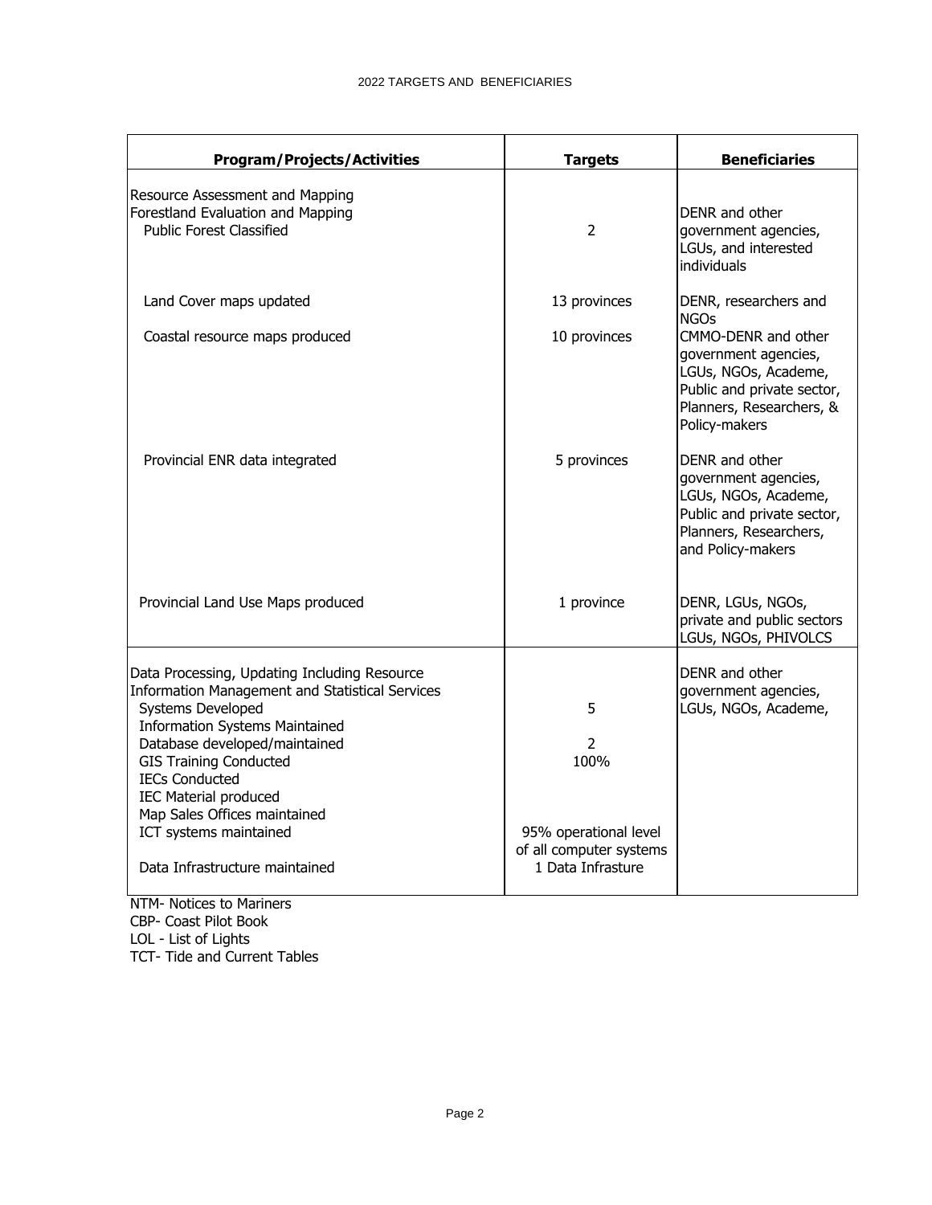2022 TARGETS AND BENEFICIARIES

| Program/Projects/Activities | Targets | Beneficiaries |
|---|---|---|
| Resource Assessment and Mapping<br>Forestland Evaluation and Mapping<br>Public Forest Classified | 2 | DENR and other government agencies, LGUs, and interested individuals |
| Land Cover maps updated | 13 provinces | DENR, researchers and NGOs |
| Coastal resource maps produced | 10 provinces | CMMO-DENR and other government agencies, LGUs, NGOs, Academe, Public and private sector, Planners, Researchers, & Policy-makers |
| Provincial ENR data integrated | 5 provinces | DENR and other government agencies, LGUs, NGOs, Academe, Public and private sector, Planners, Researchers, and Policy-makers |
| Provincial Land Use Maps produced | 1 province | DENR, LGUs, NGOs, private and public sectors LGUs, NGOs, PHIVOLCS |
| Data Processing, Updating Including Resource Information Management and Statistical Services | | DENR and other government agencies, LGUs, NGOs, Academe, |
| Systems Developed | 5 | |
| Information Systems Maintained | | |
| Database developed/maintained | 2 | |
| GIS Training Conducted | 100% | |
| IECs Conducted | | |
| IEC Material produced | | |
| Map Sales Offices maintained | | |
| ICT systems maintained | 95% operational level of all computer systems | |
| Data Infrastructure maintained | 1 Data Infrasture | |

NTM- Notices to Mariners
CBP- Coast Pilot Book
LOL - List of Lights
TCT- Tide and Current Tables